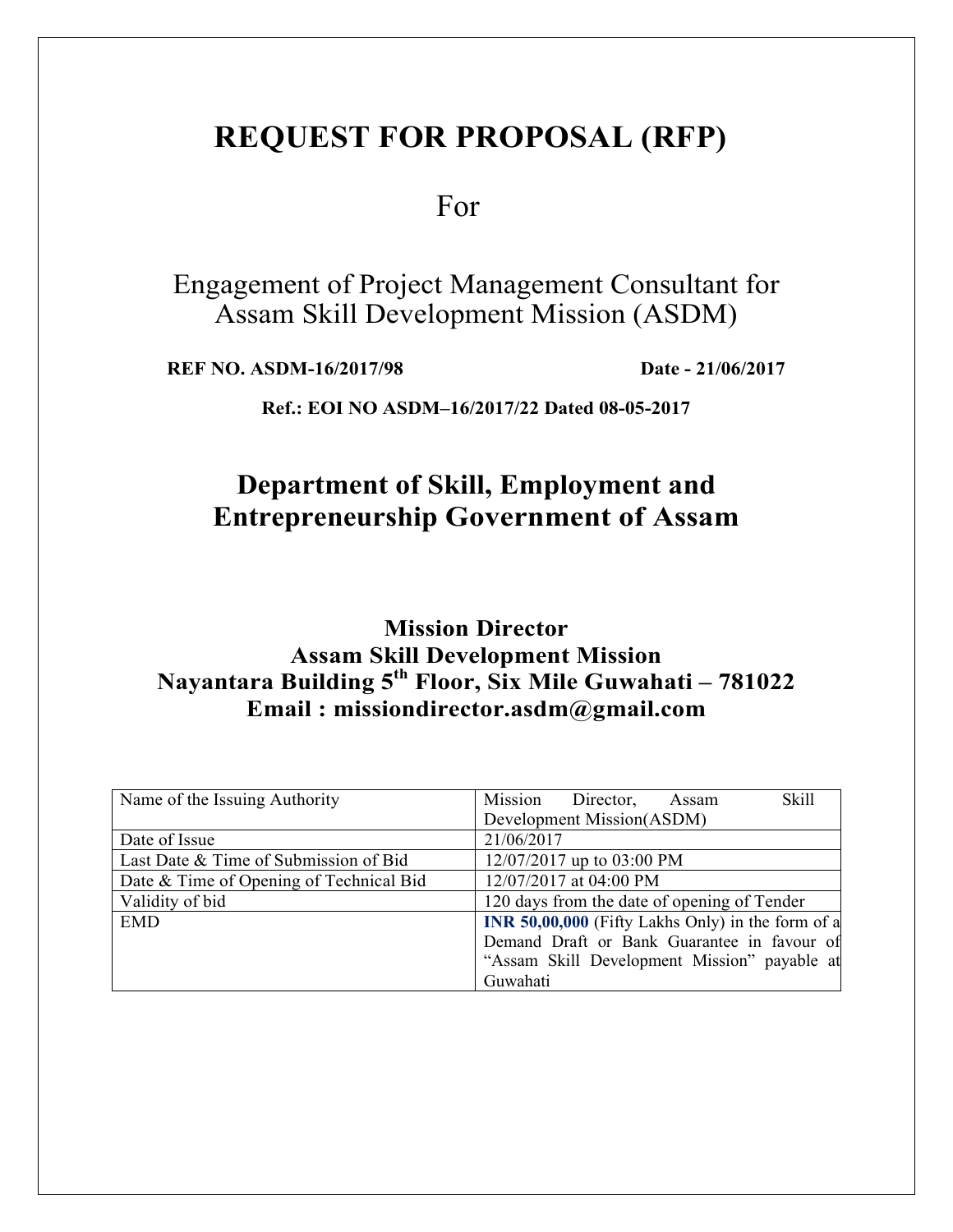# REQUEST FOR PROPOSAL (RFP)

For

## Engagement of Project Management Consultant for Assam Skill Development Mission (ASDM)

**REF NO. ASDM-16/2017/98** **Date - 21/06/2017**

**Ref.: EOI NO ASDM–16/2017/22 Dated 08-05-2017**

## Department of Skill, Employment and Entrepreneurship Government of Assam

**Mission Director**
**Assam Skill Development Mission**
**Nayantara Building 5th Floor, Six Mile Guwahati – 781022**
**Email : missiondirector.asdm@gmail.com**

| Name of the Issuing Authority | Mission Director, Assam Skill Development Mission(ASDM) |
|---|---|
| Date of Issue | 21/06/2017 |
| Last Date & Time of Submission of Bid | 12/07/2017 up to 03:00 PM |
| Date & Time of Opening of Technical Bid | 12/07/2017 at 04:00 PM |
| Validity of bid | 120 days from the date of opening of Tender |
| EMD | **INR 50,00,000** (Fifty Lakhs Only) in the form of a Demand Draft or Bank Guarantee in favour of "Assam Skill Development Mission" payable at Guwahati |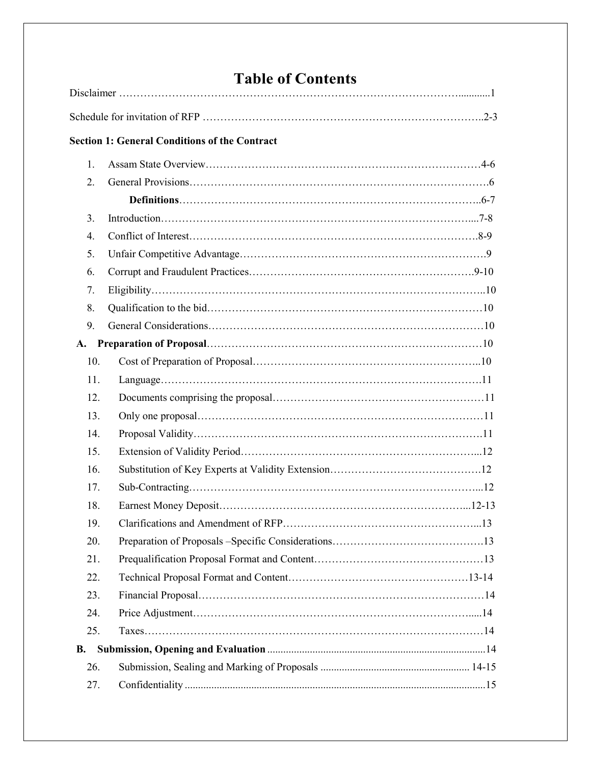# Table of Contents

Disclaimer …………………………………………………………………………………………...........1

Schedule for invitation of RFP ……………………………………………………………………..2-3

**Section 1: General Conditions of the Contract**

1. Assam State Overview……………………………………………………………………4-6
2. General Provisions…………………………………………………………………………6

   **Definitions**…………………………………………………………………………..6-7
3. Introduction………………………………………………………………………………....7-8
4. Conflict of Interest……………………………………………………………………….8-9
5. Unfair Competitive Advantage…………………………………………………………….9
6. Corrupt and Fraudulent Practices……………………………………………………….9-10
7. Eligibility……………………………………………………………………………………..10
8. Qualification to the bid……………………………………………………………………10
9. General Considerations……………………………………………………………………10

**A. Preparation of Proposal**……………………………………………………………………10

10. Cost of Preparation of Proposal………………………………………………………..10
11. Language…………………………………………………………………………………11
12. Documents comprising the proposal……………………………………………………11
13. Only one proposal………………………………………………………………………11
14. Proposal Validity…………………………………………………………………………11
15. Extension of Validity Period…………………………………………………………...12
16. Substitution of Key Experts at Validity Extension……………………………………12
17. Sub-Contracting…………………………………………………………………………...12
18. Earnest Money Deposit……………………………………………………………...12-13
19. Clarifications and Amendment of RFP………………………………………………...13
20. Preparation of Proposals –Specific Considerations…………………………………….13
21. Prequalification Proposal Format and Content…………………………………………13
22. Technical Proposal Format and Content……………………………………………13-14
23. Financial Proposal…………………………………………………………………………14
24. Price Adjustment……………………………………………………………………….....14
25. Taxes………………………………………………………………………………………14

**B. Submission, Opening and Evaluation** .........................................................................................14

26. Submission, Sealing and Marking of Proposals ....................................................... 14-15
27. Confidentiality ...............................................................................................................15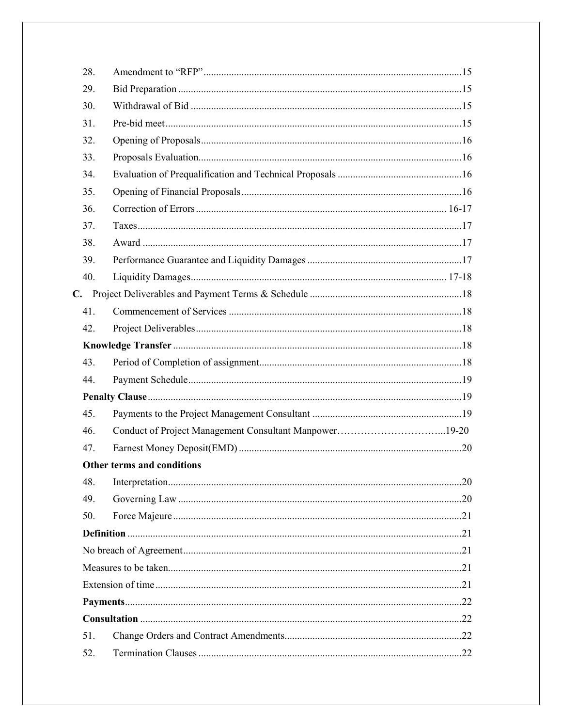| | |
|---|---|
| 28. Amendment to "RFP" | 15 |
| 29. Bid Preparation | 15 |
| 30. Withdrawal of Bid | 15 |
| 31. Pre-bid meet | 15 |
| 32. Opening of Proposals | 16 |
| 33. Proposals Evaluation | 16 |
| 34. Evaluation of Prequalification and Technical Proposals | 16 |
| 35. Opening of Financial Proposals | 16 |
| 36. Correction of Errors | 16-17 |
| 37. Taxes | 17 |
| 38. Award | 17 |
| 39. Performance Guarantee and Liquidity Damages | 17 |
| 40. Liquidity Damages | 17-18 |
| **C.** Project Deliverables and Payment Terms & Schedule | 18 |
| 41. Commencement of Services | 18 |
| 42. Project Deliverables | 18 |
| **Knowledge Transfer** | 18 |
| 43. Period of Completion of assignment | 18 |
| 44. Payment Schedule | 19 |
| **Penalty Clause** | 19 |
| 45. Payments to the Project Management Consultant | 19 |
| 46. Conduct of Project Management Consultant Manpower | 19-20 |
| 47. Earnest Money Deposit(EMD) | 20 |
| **Other terms and conditions** | |
| 48. Interpretation | 20 |
| 49. Governing Law | 20 |
| 50. Force Majeure | 21 |
| **Definition** | 21 |
| No breach of Agreement | 21 |
| Measures to be taken | 21 |
| Extension of time | 21 |
| **Payments** | 22 |
| **Consultation** | 22 |
| 51. Change Orders and Contract Amendments | 22 |
| 52. Termination Clauses | 22 |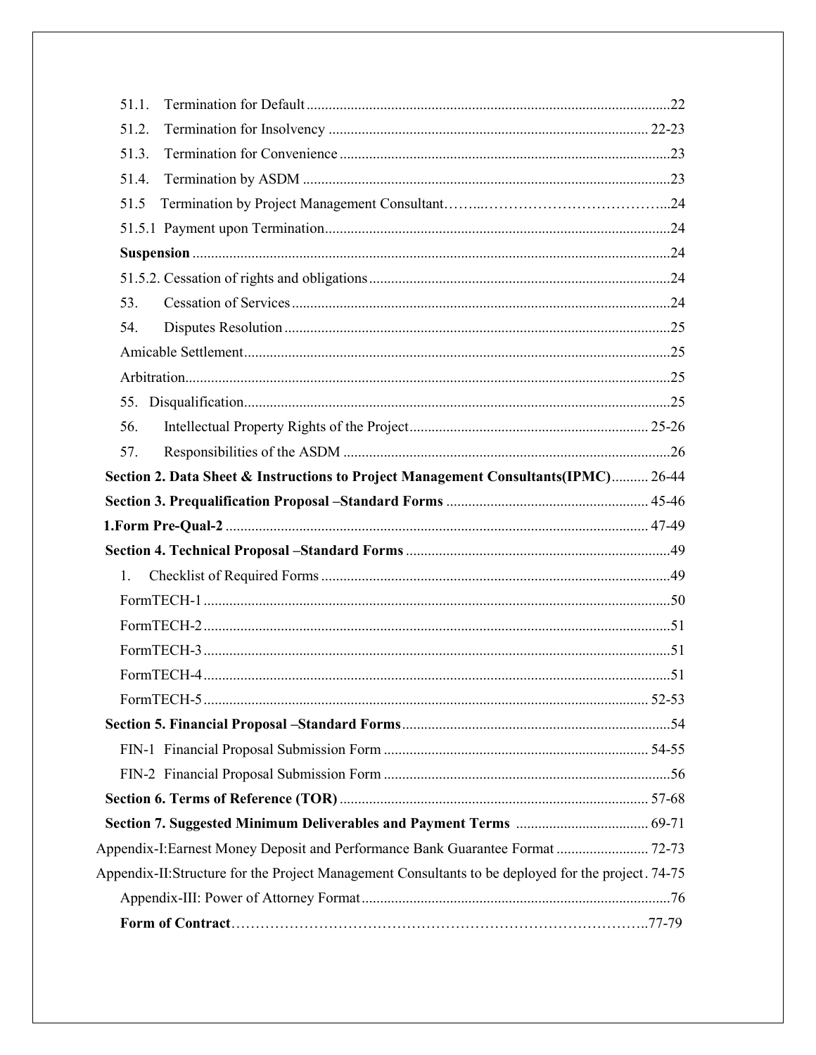51.1. Termination for Default ...22

51.2. Termination for Insolvency ... 22-23

51.3. Termination for Convenience ...23

51.4. Termination by ASDM ...23

51.5 Termination by Project Management Consultant…….…………………………………...24

51.5.1 Payment upon Termination...24

**Suspension** ...24

51.5.2. Cessation of rights and obligations...24

53. Cessation of Services...24

54. Disputes Resolution ...25

Amicable Settlement...25

Arbitration...25

55. Disqualification...25

56. Intellectual Property Rights of the Project... 25-26

57. Responsibilities of the ASDM ...26

**Section 2. Data Sheet & Instructions to Project Management Consultants(IPMC)**... 26-44

**Section 3. Prequalification Proposal –Standard Forms** ... 45-46

**1.Form Pre-Qual-2** ... 47-49

**Section 4. Technical Proposal –Standard Forms** ...49

1. Checklist of Required Forms ...49

FormTECH-1 ...50

FormTECH-2 ...51

FormTECH-3 ...51

FormTECH-4 ...51

FormTECH-5 ... 52-53

**Section 5. Financial Proposal –Standard Forms**...54

FIN-1 Financial Proposal Submission Form ... 54-55

FIN-2 Financial Proposal Submission Form ...56

**Section 6. Terms of Reference (TOR)** ... 57-68

**Section 7. Suggested Minimum Deliverables and Payment Terms** ... 69-71

Appendix-I:Earnest Money Deposit and Performance Bank Guarantee Format ... 72-73

Appendix-II:Structure for the Project Management Consultants to be deployed for the project. 74-75

Appendix-III: Power of Attorney Format...76

**Form of Contract**……………………………………………………………………………..77-79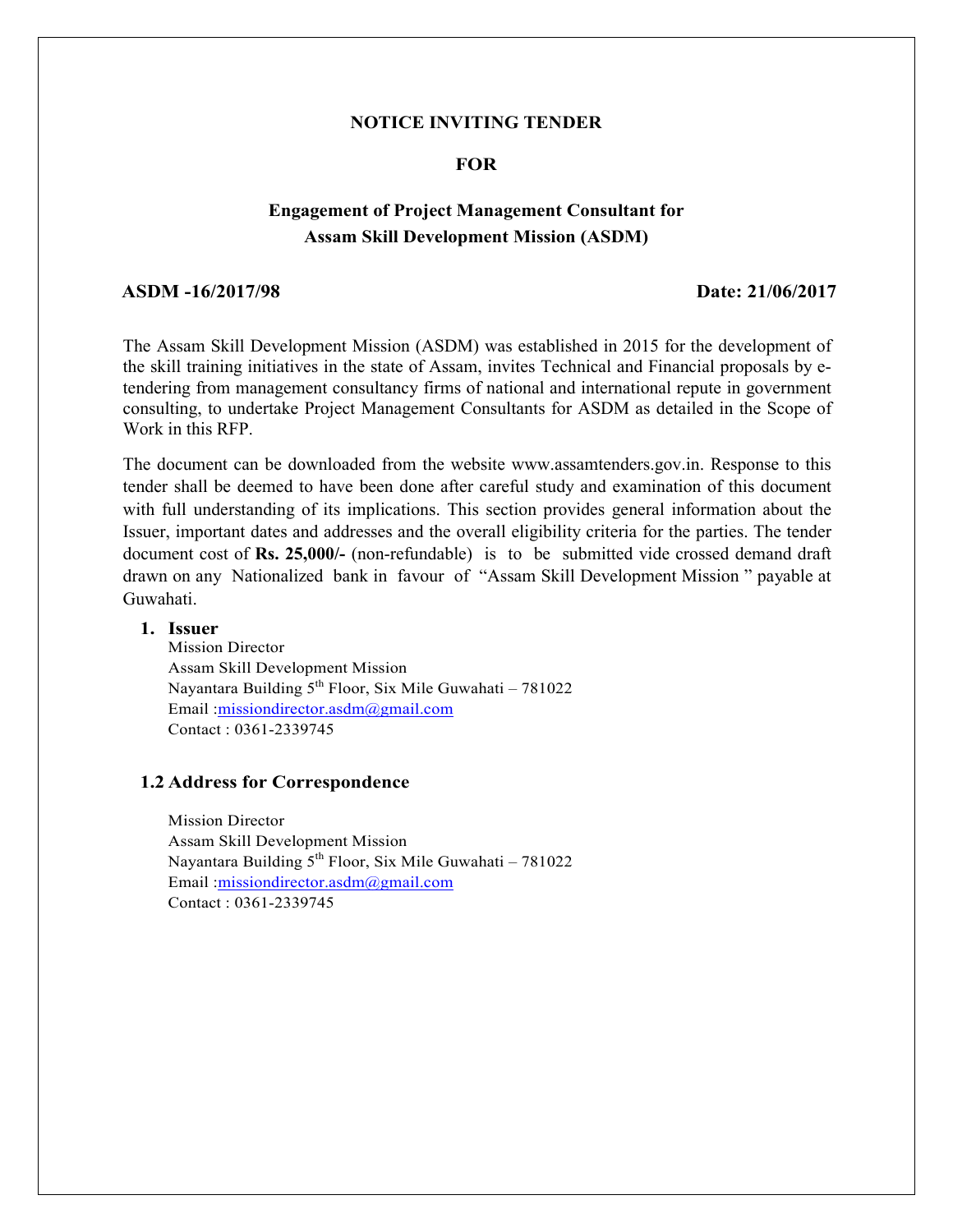**NOTICE INVITING TENDER**

**FOR**

**Engagement of Project Management Consultant for Assam Skill Development Mission (ASDM)**

**ASDM -16/2017/98** **Date: 21/06/2017**

The Assam Skill Development Mission (ASDM) was established in 2015 for the development of the skill training initiatives in the state of Assam, invites Technical and Financial proposals by e-tendering from management consultancy firms of national and international repute in government consulting, to undertake Project Management Consultants for ASDM as detailed in the Scope of Work in this RFP.

The document can be downloaded from the website www.assamtenders.gov.in. Response to this tender shall be deemed to have been done after careful study and examination of this document with full understanding of its implications. This section provides general information about the Issuer, important dates and addresses and the overall eligibility criteria for the parties. The tender document cost of **Rs. 25,000/-** (non-refundable) is to be submitted vide crossed demand draft drawn on any Nationalized bank in favour of "Assam Skill Development Mission " payable at Guwahati.

## 1. Issuer

Mission Director
Assam Skill Development Mission
Nayantara Building 5th Floor, Six Mile Guwahati – 781022
Email :missiondirector.asdm@gmail.com
Contact : 0361-2339745

## 1.2 Address for Correspondence

Mission Director
Assam Skill Development Mission
Nayantara Building 5th Floor, Six Mile Guwahati – 781022
Email :missiondirector.asdm@gmail.com
Contact : 0361-2339745